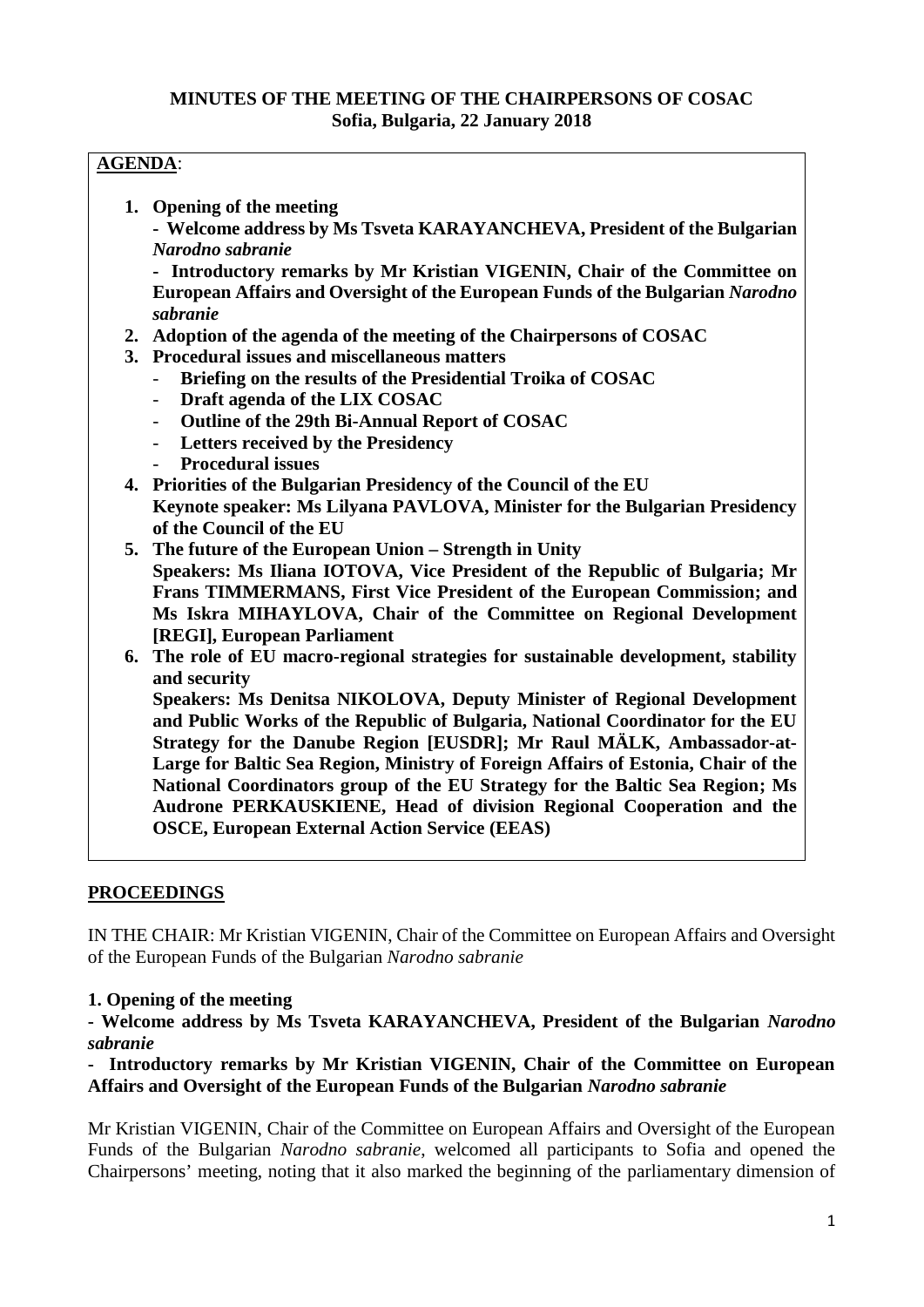**MINUTES OF THE MEETING OF THE CHAIRPERSONS OF COSAC**
**Sofia, Bulgaria, 22 January 2018**

**AGENDA**:

1. **Opening of the meeting**
   **- Welcome address by Ms Tsveta KARAYANCHEVA, President of the Bulgarian *Narodno sabranie***
   **- Introductory remarks by Mr Kristian VIGENIN, Chair of the Committee on European Affairs and Oversight of the European Funds of the Bulgarian *Narodno sabranie***
2. **Adoption of the agenda of the meeting of the Chairpersons of COSAC**
3. **Procedural issues and miscellaneous matters**
   - **Briefing on the results of the Presidential Troika of COSAC**
   - **Draft agenda of the LIX COSAC**
   - **Outline of the 29th Bi-Annual Report of COSAC**
   - **Letters received by the Presidency**
   - **Procedural issues**
4. **Priorities of the Bulgarian Presidency of the Council of the EU**
   **Keynote speaker: Ms Lilyana PAVLOVA, Minister for the Bulgarian Presidency of the Council of the EU**
5. **The future of the European Union – Strength in Unity**
   **Speakers: Ms Iliana IOTOVA, Vice President of the Republic of Bulgaria; Mr Frans TIMMERMANS, First Vice President of the European Commission; and Ms Iskra MIHAYLOVA, Chair of the Committee on Regional Development [REGI], European Parliament**
6. **The role of EU macro-regional strategies for sustainable development, stability and security**
   **Speakers: Ms Denitsa NIKOLOVA, Deputy Minister of Regional Development and Public Works of the Republic of Bulgaria, National Coordinator for the EU Strategy for the Danube Region [EUSDR]; Mr Raul MÄLK, Ambassador-at-Large for Baltic Sea Region, Ministry of Foreign Affairs of Estonia, Chair of the National Coordinators group of the EU Strategy for the Baltic Sea Region; Ms Audrone PERKAUSKIENE, Head of division Regional Cooperation and the OSCE, European External Action Service (EEAS)**

## PROCEEDINGS

IN THE CHAIR: Mr Kristian VIGENIN, Chair of the Committee on European Affairs and Oversight of the European Funds of the Bulgarian *Narodno sabranie*

**1. Opening of the meeting**

**- Welcome address by Ms Tsveta KARAYANCHEVA, President of the Bulgarian *Narodno sabranie***

**- Introductory remarks by Mr Kristian VIGENIN, Chair of the Committee on European Affairs and Oversight of the European Funds of the Bulgarian *Narodno sabranie***

Mr Kristian VIGENIN, Chair of the Committee on European Affairs and Oversight of the European Funds of the Bulgarian *Narodno sabranie*, welcomed all participants to Sofia and opened the Chairpersons' meeting, noting that it also marked the beginning of the parliamentary dimension of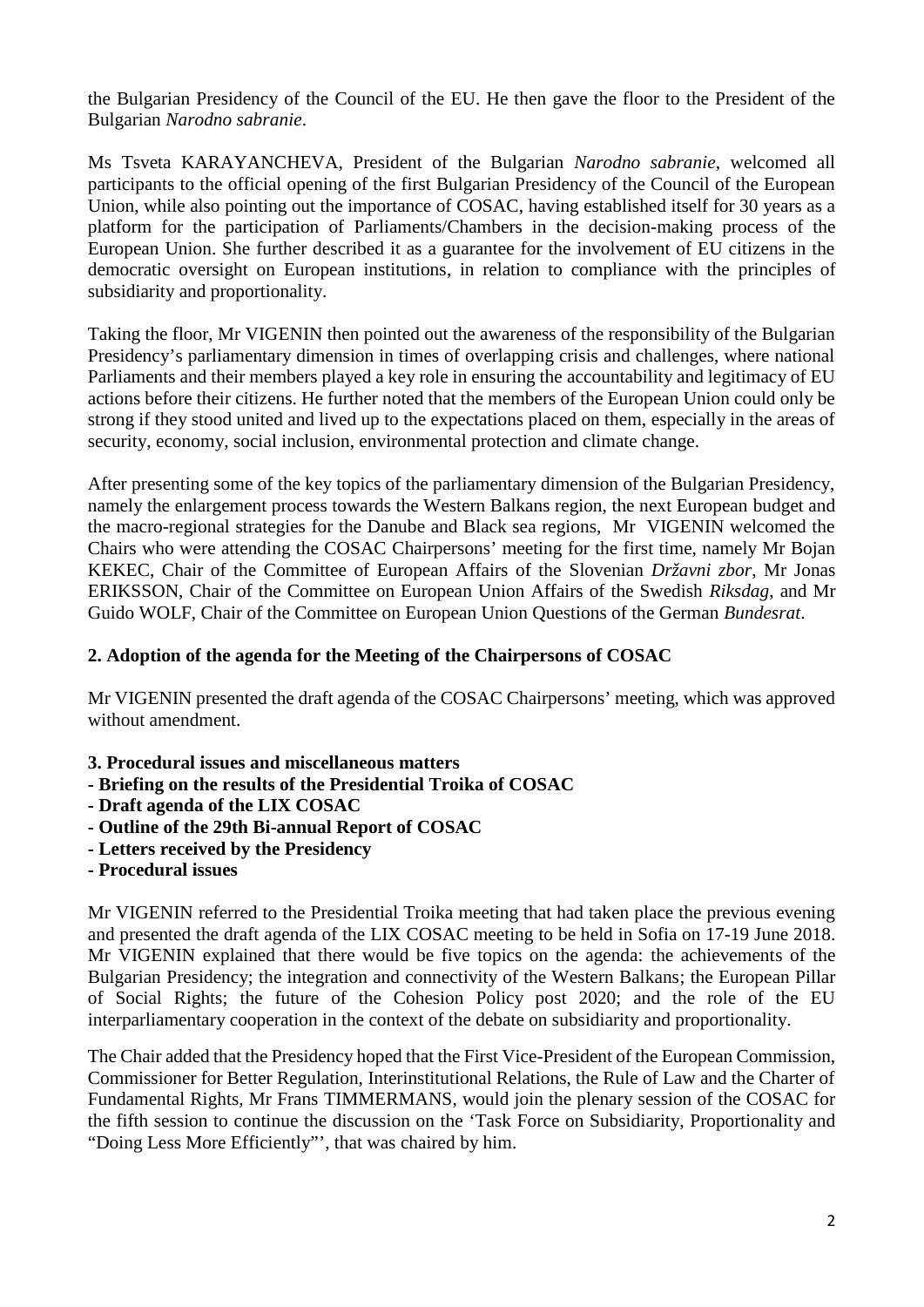the Bulgarian Presidency of the Council of the EU. He then gave the floor to the President of the Bulgarian *Narodno sabranie*.

Ms Tsveta KARAYANCHEVA, President of the Bulgarian *Narodno sabranie*, welcomed all participants to the official opening of the first Bulgarian Presidency of the Council of the European Union, while also pointing out the importance of COSAC, having established itself for 30 years as a platform for the participation of Parliaments/Chambers in the decision-making process of the European Union. She further described it as a guarantee for the involvement of EU citizens in the democratic oversight on European institutions, in relation to compliance with the principles of subsidiarity and proportionality.

Taking the floor, Mr VIGENIN then pointed out the awareness of the responsibility of the Bulgarian Presidency's parliamentary dimension in times of overlapping crisis and challenges, where national Parliaments and their members played a key role in ensuring the accountability and legitimacy of EU actions before their citizens. He further noted that the members of the European Union could only be strong if they stood united and lived up to the expectations placed on them, especially in the areas of security, economy, social inclusion, environmental protection and climate change.

After presenting some of the key topics of the parliamentary dimension of the Bulgarian Presidency, namely the enlargement process towards the Western Balkans region, the next European budget and the macro-regional strategies for the Danube and Black sea regions, Mr VIGENIN welcomed the Chairs who were attending the COSAC Chairpersons' meeting for the first time, namely Mr Bojan KEKEC, Chair of the Committee of European Affairs of the Slovenian *Državni zbor*, Mr Jonas ERIKSSON, Chair of the Committee on European Union Affairs of the Swedish *Riksdag*, and Mr Guido WOLF, Chair of the Committee on European Union Questions of the German *Bundesrat*.

**2. Adoption of the agenda for the Meeting of the Chairpersons of COSAC**

Mr VIGENIN presented the draft agenda of the COSAC Chairpersons' meeting, which was approved without amendment.

**3. Procedural issues and miscellaneous matters**
**- Briefing on the results of the Presidential Troika of COSAC**
**- Draft agenda of the LIX COSAC**
**- Outline of the 29th Bi-annual Report of COSAC**
**- Letters received by the Presidency**
**- Procedural issues**

Mr VIGENIN referred to the Presidential Troika meeting that had taken place the previous evening and presented the draft agenda of the LIX COSAC meeting to be held in Sofia on 17-19 June 2018. Mr VIGENIN explained that there would be five topics on the agenda: the achievements of the Bulgarian Presidency; the integration and connectivity of the Western Balkans; the European Pillar of Social Rights; the future of the Cohesion Policy post 2020; and the role of the EU interparliamentary cooperation in the context of the debate on subsidiarity and proportionality.

The Chair added that the Presidency hoped that the First Vice-President of the European Commission, Commissioner for Better Regulation, Interinstitutional Relations, the Rule of Law and the Charter of Fundamental Rights, Mr Frans TIMMERMANS, would join the plenary session of the COSAC for the fifth session to continue the discussion on the 'Task Force on Subsidiarity, Proportionality and "Doing Less More Efficiently"', that was chaired by him.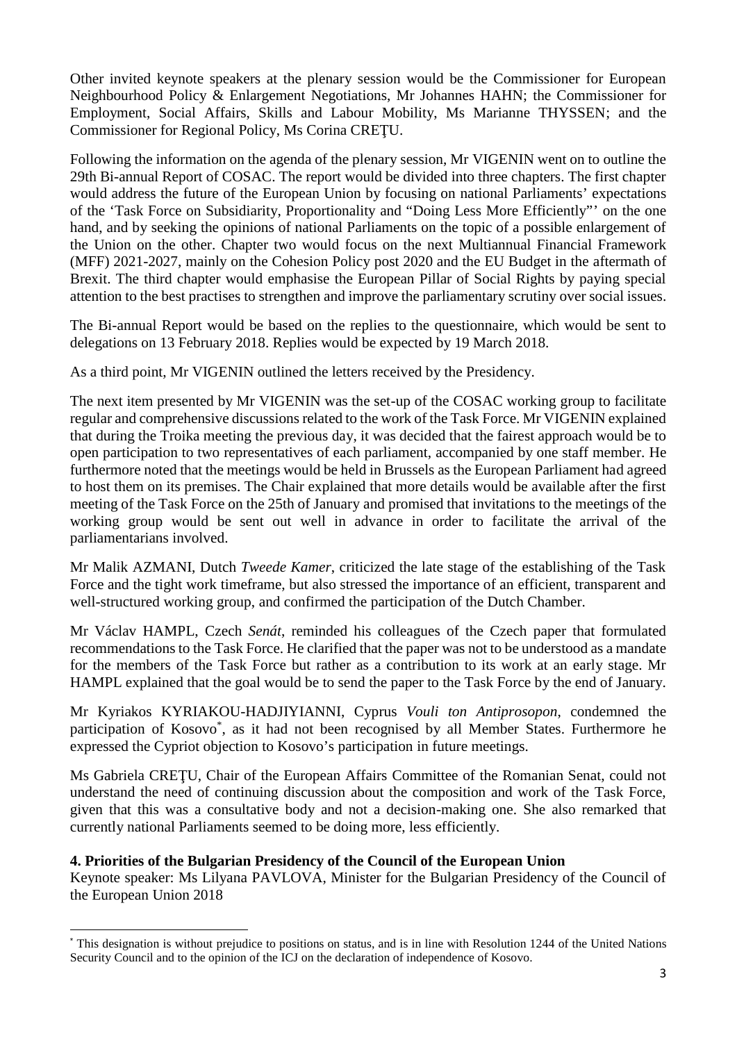Other invited keynote speakers at the plenary session would be the Commissioner for European Neighbourhood Policy & Enlargement Negotiations, Mr Johannes HAHN; the Commissioner for Employment, Social Affairs, Skills and Labour Mobility, Ms Marianne THYSSEN; and the Commissioner for Regional Policy, Ms Corina CREŢU.

Following the information on the agenda of the plenary session, Mr VIGENIN went on to outline the 29th Bi-annual Report of COSAC. The report would be divided into three chapters. The first chapter would address the future of the European Union by focusing on national Parliaments' expectations of the 'Task Force on Subsidiarity, Proportionality and "Doing Less More Efficiently"' on the one hand, and by seeking the opinions of national Parliaments on the topic of a possible enlargement of the Union on the other. Chapter two would focus on the next Multiannual Financial Framework (MFF) 2021-2027, mainly on the Cohesion Policy post 2020 and the EU Budget in the aftermath of Brexit. The third chapter would emphasise the European Pillar of Social Rights by paying special attention to the best practises to strengthen and improve the parliamentary scrutiny over social issues.

The Bi-annual Report would be based on the replies to the questionnaire, which would be sent to delegations on 13 February 2018. Replies would be expected by 19 March 2018.

As a third point, Mr VIGENIN outlined the letters received by the Presidency.

The next item presented by Mr VIGENIN was the set-up of the COSAC working group to facilitate regular and comprehensive discussions related to the work of the Task Force. Mr VIGENIN explained that during the Troika meeting the previous day, it was decided that the fairest approach would be to open participation to two representatives of each parliament, accompanied by one staff member. He furthermore noted that the meetings would be held in Brussels as the European Parliament had agreed to host them on its premises. The Chair explained that more details would be available after the first meeting of the Task Force on the 25th of January and promised that invitations to the meetings of the working group would be sent out well in advance in order to facilitate the arrival of the parliamentarians involved.

Mr Malik AZMANI, Dutch *Tweede Kamer*, criticized the late stage of the establishing of the Task Force and the tight work timeframe, but also stressed the importance of an efficient, transparent and well-structured working group, and confirmed the participation of the Dutch Chamber.

Mr Václav HAMPL, Czech *Senát*, reminded his colleagues of the Czech paper that formulated recommendations to the Task Force. He clarified that the paper was not to be understood as a mandate for the members of the Task Force but rather as a contribution to its work at an early stage. Mr HAMPL explained that the goal would be to send the paper to the Task Force by the end of January.

Mr Kyriakos KYRIAKOU-HADJIYIANNI, Cyprus *Vouli ton Antiprosopon*, condemned the participation of Kosovo[*], as it had not been recognised by all Member States. Furthermore he expressed the Cypriot objection to Kosovo's participation in future meetings.

Ms Gabriela CREŢU, Chair of the European Affairs Committee of the Romanian Senat, could not understand the need of continuing discussion about the composition and work of the Task Force, given that this was a consultative body and not a decision-making one. She also remarked that currently national Parliaments seemed to be doing more, less efficiently.

**4. Priorities of the Bulgarian Presidency of the Council of the European Union**

Keynote speaker: Ms Lilyana PAVLOVA, Minister for the Bulgarian Presidency of the Council of the European Union 2018

---

[*] This designation is without prejudice to positions on status, and is in line with Resolution 1244 of the United Nations Security Council and to the opinion of the ICJ on the declaration of independence of Kosovo.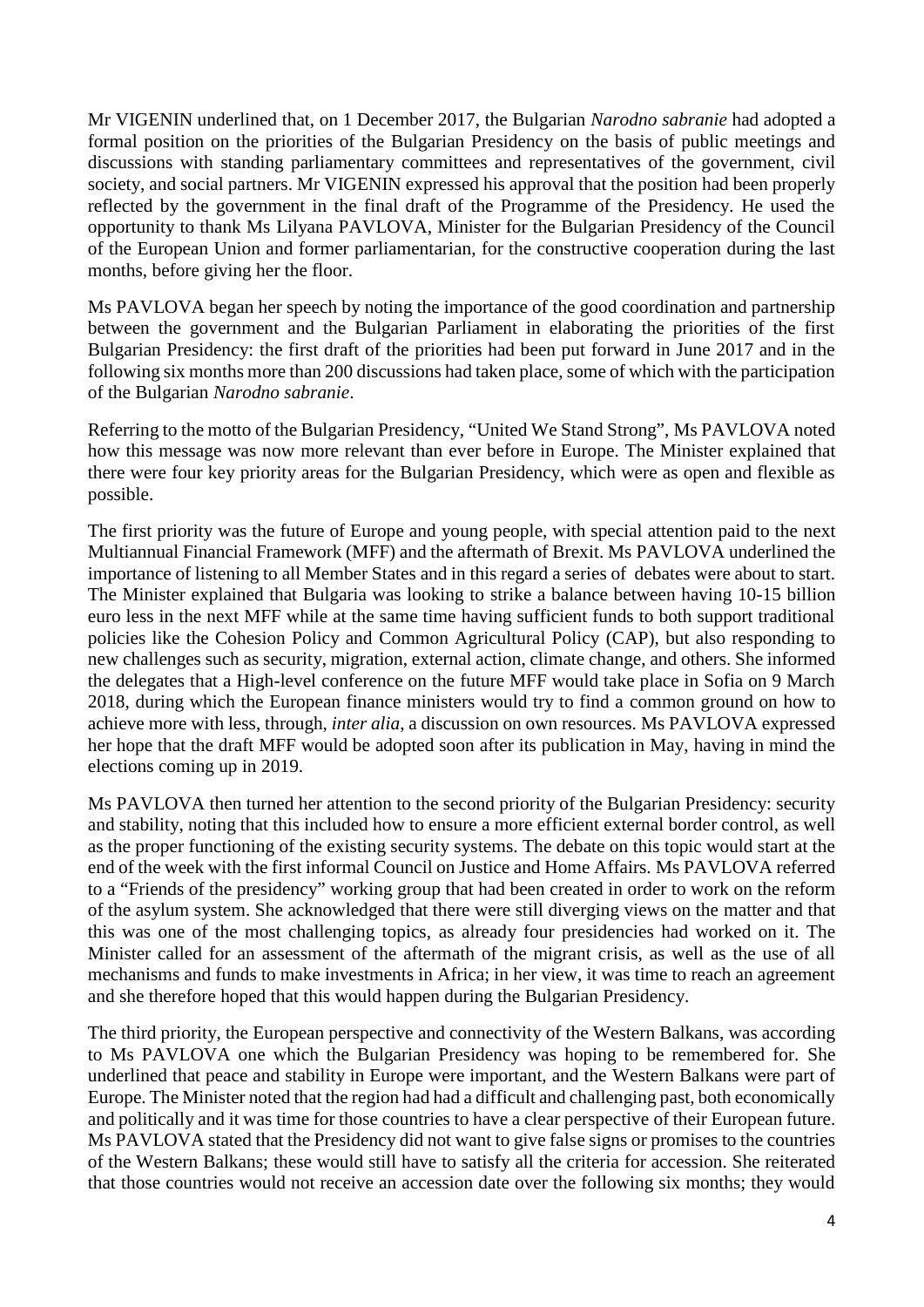Mr VIGENIN underlined that, on 1 December 2017, the Bulgarian *Narodno sabranie* had adopted a formal position on the priorities of the Bulgarian Presidency on the basis of public meetings and discussions with standing parliamentary committees and representatives of the government, civil society, and social partners. Mr VIGENIN expressed his approval that the position had been properly reflected by the government in the final draft of the Programme of the Presidency. He used the opportunity to thank Ms Lilyana PAVLOVA, Minister for the Bulgarian Presidency of the Council of the European Union and former parliamentarian, for the constructive cooperation during the last months, before giving her the floor.

Ms PAVLOVA began her speech by noting the importance of the good coordination and partnership between the government and the Bulgarian Parliament in elaborating the priorities of the first Bulgarian Presidency: the first draft of the priorities had been put forward in June 2017 and in the following six months more than 200 discussions had taken place, some of which with the participation of the Bulgarian *Narodno sabranie*.

Referring to the motto of the Bulgarian Presidency, "United We Stand Strong", Ms PAVLOVA noted how this message was now more relevant than ever before in Europe. The Minister explained that there were four key priority areas for the Bulgarian Presidency, which were as open and flexible as possible.

The first priority was the future of Europe and young people, with special attention paid to the next Multiannual Financial Framework (MFF) and the aftermath of Brexit. Ms PAVLOVA underlined the importance of listening to all Member States and in this regard a series of debates were about to start. The Minister explained that Bulgaria was looking to strike a balance between having 10-15 billion euro less in the next MFF while at the same time having sufficient funds to both support traditional policies like the Cohesion Policy and Common Agricultural Policy (CAP), but also responding to new challenges such as security, migration, external action, climate change, and others. She informed the delegates that a High-level conference on the future MFF would take place in Sofia on 9 March 2018, during which the European finance ministers would try to find a common ground on how to achieve more with less, through, *inter alia*, a discussion on own resources. Ms PAVLOVA expressed her hope that the draft MFF would be adopted soon after its publication in May, having in mind the elections coming up in 2019.

Ms PAVLOVA then turned her attention to the second priority of the Bulgarian Presidency: security and stability, noting that this included how to ensure a more efficient external border control, as well as the proper functioning of the existing security systems. The debate on this topic would start at the end of the week with the first informal Council on Justice and Home Affairs. Ms PAVLOVA referred to a "Friends of the presidency" working group that had been created in order to work on the reform of the asylum system. She acknowledged that there were still diverging views on the matter and that this was one of the most challenging topics, as already four presidencies had worked on it. The Minister called for an assessment of the aftermath of the migrant crisis, as well as the use of all mechanisms and funds to make investments in Africa; in her view, it was time to reach an agreement and she therefore hoped that this would happen during the Bulgarian Presidency.

The third priority, the European perspective and connectivity of the Western Balkans, was according to Ms PAVLOVA one which the Bulgarian Presidency was hoping to be remembered for. She underlined that peace and stability in Europe were important, and the Western Balkans were part of Europe. The Minister noted that the region had had a difficult and challenging past, both economically and politically and it was time for those countries to have a clear perspective of their European future. Ms PAVLOVA stated that the Presidency did not want to give false signs or promises to the countries of the Western Balkans; these would still have to satisfy all the criteria for accession. She reiterated that those countries would not receive an accession date over the following six months; they would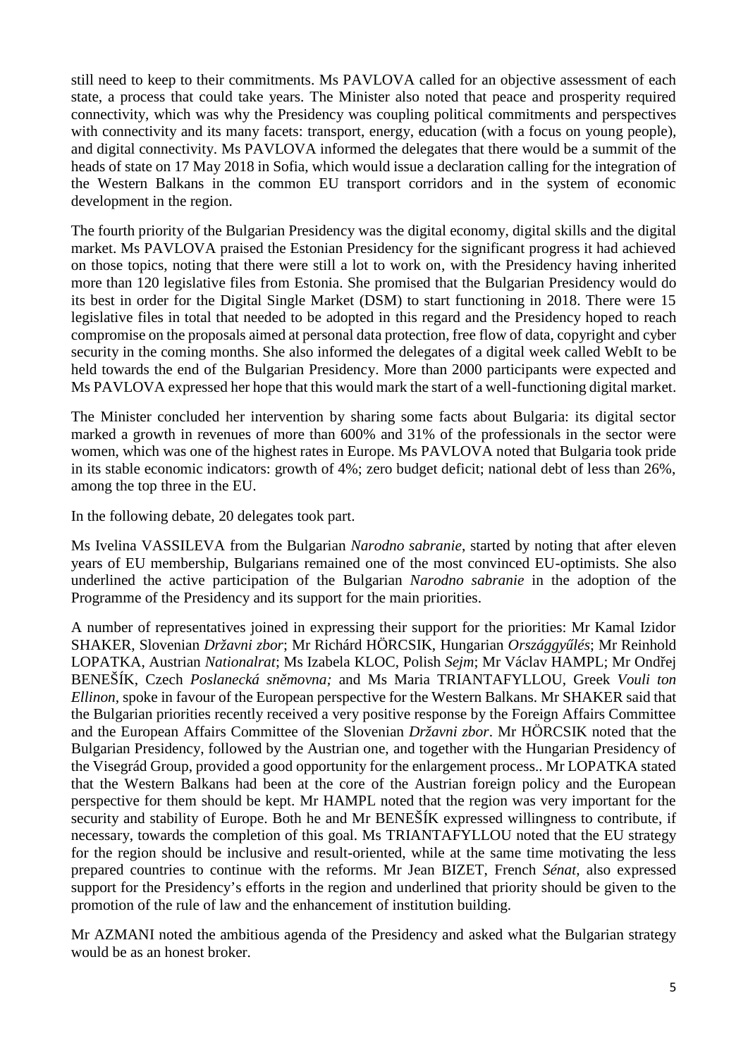still need to keep to their commitments. Ms PAVLOVA called for an objective assessment of each state, a process that could take years. The Minister also noted that peace and prosperity required connectivity, which was why the Presidency was coupling political commitments and perspectives with connectivity and its many facets: transport, energy, education (with a focus on young people), and digital connectivity. Ms PAVLOVA informed the delegates that there would be a summit of the heads of state on 17 May 2018 in Sofia, which would issue a declaration calling for the integration of the Western Balkans in the common EU transport corridors and in the system of economic development in the region.

The fourth priority of the Bulgarian Presidency was the digital economy, digital skills and the digital market. Ms PAVLOVA praised the Estonian Presidency for the significant progress it had achieved on those topics, noting that there were still a lot to work on, with the Presidency having inherited more than 120 legislative files from Estonia. She promised that the Bulgarian Presidency would do its best in order for the Digital Single Market (DSM) to start functioning in 2018. There were 15 legislative files in total that needed to be adopted in this regard and the Presidency hoped to reach compromise on the proposals aimed at personal data protection, free flow of data, copyright and cyber security in the coming months. She also informed the delegates of a digital week called WebIt to be held towards the end of the Bulgarian Presidency. More than 2000 participants were expected and Ms PAVLOVA expressed her hope that this would mark the start of a well-functioning digital market.

The Minister concluded her intervention by sharing some facts about Bulgaria: its digital sector marked a growth in revenues of more than 600% and 31% of the professionals in the sector were women, which was one of the highest rates in Europe. Ms PAVLOVA noted that Bulgaria took pride in its stable economic indicators: growth of 4%; zero budget deficit; national debt of less than 26%, among the top three in the EU.

In the following debate, 20 delegates took part.

Ms Ivelina VASSILEVA from the Bulgarian *Narodno sabranie*, started by noting that after eleven years of EU membership, Bulgarians remained one of the most convinced EU-optimists. She also underlined the active participation of the Bulgarian *Narodno sabranie* in the adoption of the Programme of the Presidency and its support for the main priorities.

A number of representatives joined in expressing their support for the priorities: Mr Kamal Izidor SHAKER, Slovenian *Državni zbor*; Mr Richárd HÖRCSIK, Hungarian *Országgyűlés*; Mr Reinhold LOPATKA, Austrian *Nationalrat*; Ms Izabela KLOC, Polish *Sejm*; Mr Václav HAMPL; Mr Ondřej BENEŠÍK, Czech *Poslanecká sněmovna;* and Ms Maria TRIANTAFYLLOU, Greek *Vouli ton Ellinon*, spoke in favour of the European perspective for the Western Balkans. Mr SHAKER said that the Bulgarian priorities recently received a very positive response by the Foreign Affairs Committee and the European Affairs Committee of the Slovenian *Državni zbor*. Mr HÖRCSIK noted that the Bulgarian Presidency, followed by the Austrian one, and together with the Hungarian Presidency of the Visegrád Group, provided a good opportunity for the enlargement process.. Mr LOPATKA stated that the Western Balkans had been at the core of the Austrian foreign policy and the European perspective for them should be kept. Mr HAMPL noted that the region was very important for the security and stability of Europe. Both he and Mr BENEŠÍK expressed willingness to contribute, if necessary, towards the completion of this goal. Ms TRIANTAFYLLOU noted that the EU strategy for the region should be inclusive and result-oriented, while at the same time motivating the less prepared countries to continue with the reforms. Mr Jean BIZET, French *Sénat,* also expressed support for the Presidency's efforts in the region and underlined that priority should be given to the promotion of the rule of law and the enhancement of institution building.

Mr AZMANI noted the ambitious agenda of the Presidency and asked what the Bulgarian strategy would be as an honest broker.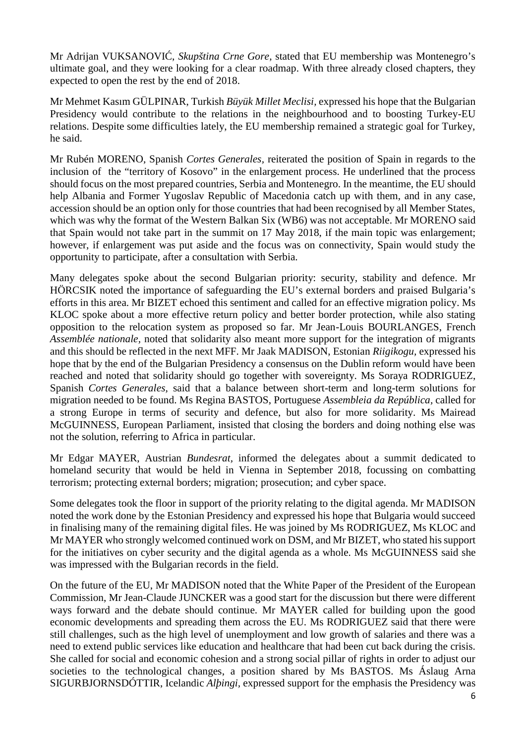Mr Adrijan VUKSANOVIĆ, *Skupština Crne Gore,* stated that EU membership was Montenegro's ultimate goal, and they were looking for a clear roadmap. With three already closed chapters, they expected to open the rest by the end of 2018.

Mr Mehmet Kasım GÜLPINAR, Turkish *Büyük Millet Meclisi,* expressed his hope that the Bulgarian Presidency would contribute to the relations in the neighbourhood and to boosting Turkey-EU relations. Despite some difficulties lately, the EU membership remained a strategic goal for Turkey, he said.

Mr Rubén MORENO, Spanish *Cortes Generales*, reiterated the position of Spain in regards to the inclusion of the "territory of Kosovo" in the enlargement process. He underlined that the process should focus on the most prepared countries, Serbia and Montenegro. In the meantime, the EU should help Albania and Former Yugoslav Republic of Macedonia catch up with them, and in any case, accession should be an option only for those countries that had been recognised by all Member States, which was why the format of the Western Balkan Six (WB6) was not acceptable. Mr MORENO said that Spain would not take part in the summit on 17 May 2018, if the main topic was enlargement; however, if enlargement was put aside and the focus was on connectivity, Spain would study the opportunity to participate, after a consultation with Serbia.

Many delegates spoke about the second Bulgarian priority: security, stability and defence. Mr HÖRCSIK noted the importance of safeguarding the EU's external borders and praised Bulgaria's efforts in this area. Mr BIZET echoed this sentiment and called for an effective migration policy. Ms KLOC spoke about a more effective return policy and better border protection, while also stating opposition to the relocation system as proposed so far. Mr Jean-Louis BOURLANGES, French *Assemblée nationale*, noted that solidarity also meant more support for the integration of migrants and this should be reflected in the next MFF. Mr Jaak MADISON, Estonian *Riigikogu,* expressed his hope that by the end of the Bulgarian Presidency a consensus on the Dublin reform would have been reached and noted that solidarity should go together with sovereignty. Ms Soraya RODRIGUEZ, Spanish *Cortes Generales,* said that a balance between short-term and long-term solutions for migration needed to be found. Ms Regina BASTOS, Portuguese *Assembleia da República,* called for a strong Europe in terms of security and defence, but also for more solidarity. Ms Mairead McGUINNESS, European Parliament, insisted that closing the borders and doing nothing else was not the solution, referring to Africa in particular.

Mr Edgar MAYER, Austrian *Bundesrat,* informed the delegates about a summit dedicated to homeland security that would be held in Vienna in September 2018, focussing on combatting terrorism; protecting external borders; migration; prosecution; and cyber space.

Some delegates took the floor in support of the priority relating to the digital agenda. Mr MADISON noted the work done by the Estonian Presidency and expressed his hope that Bulgaria would succeed in finalising many of the remaining digital files. He was joined by Ms RODRIGUEZ, Ms KLOC and Mr MAYER who strongly welcomed continued work on DSM, and Mr BIZET, who stated his support for the initiatives on cyber security and the digital agenda as a whole. Ms McGUINNESS said she was impressed with the Bulgarian records in the field.

On the future of the EU, Mr MADISON noted that the White Paper of the President of the European Commission, Mr Jean-Claude JUNCKER was a good start for the discussion but there were different ways forward and the debate should continue. Mr MAYER called for building upon the good economic developments and spreading them across the EU. Ms RODRIGUEZ said that there were still challenges, such as the high level of unemployment and low growth of salaries and there was a need to extend public services like education and healthcare that had been cut back during the crisis. She called for social and economic cohesion and a strong social pillar of rights in order to adjust our societies to the technological changes, a position shared by Ms BASTOS. Ms Áslaug Arna SIGURBJORNSDÓTTIR, Icelandic *Alþingi,* expressed support for the emphasis the Presidency was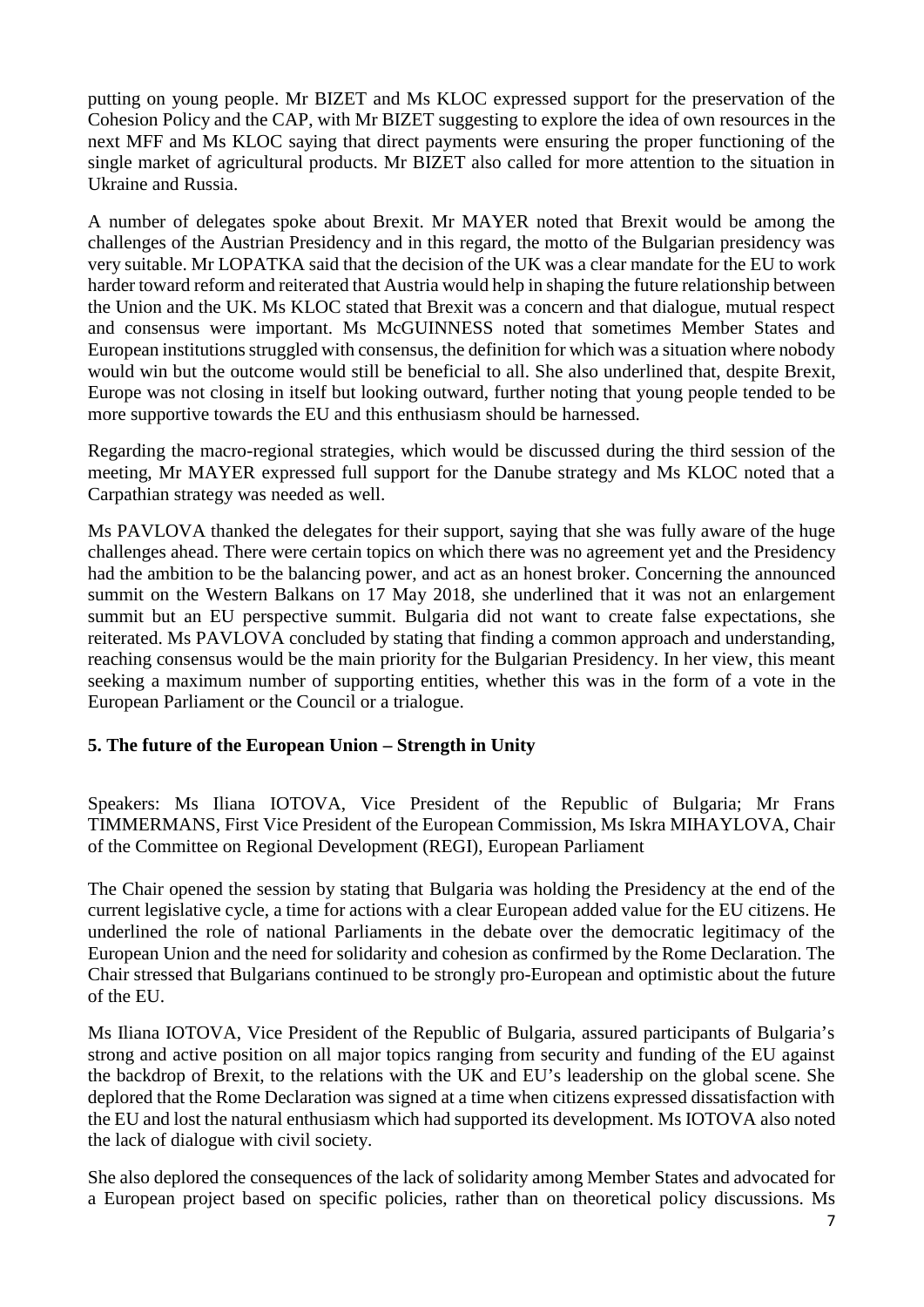putting on young people. Mr BIZET and Ms KLOC expressed support for the preservation of the Cohesion Policy and the CAP, with Mr BIZET suggesting to explore the idea of own resources in the next MFF and Ms KLOC saying that direct payments were ensuring the proper functioning of the single market of agricultural products. Mr BIZET also called for more attention to the situation in Ukraine and Russia.

A number of delegates spoke about Brexit. Mr MAYER noted that Brexit would be among the challenges of the Austrian Presidency and in this regard, the motto of the Bulgarian presidency was very suitable. Mr LOPATKA said that the decision of the UK was a clear mandate for the EU to work harder toward reform and reiterated that Austria would help in shaping the future relationship between the Union and the UK. Ms KLOC stated that Brexit was a concern and that dialogue, mutual respect and consensus were important. Ms McGUINNESS noted that sometimes Member States and European institutions struggled with consensus, the definition for which was a situation where nobody would win but the outcome would still be beneficial to all. She also underlined that, despite Brexit, Europe was not closing in itself but looking outward, further noting that young people tended to be more supportive towards the EU and this enthusiasm should be harnessed.

Regarding the macro-regional strategies, which would be discussed during the third session of the meeting, Mr MAYER expressed full support for the Danube strategy and Ms KLOC noted that a Carpathian strategy was needed as well.

Ms PAVLOVA thanked the delegates for their support, saying that she was fully aware of the huge challenges ahead. There were certain topics on which there was no agreement yet and the Presidency had the ambition to be the balancing power, and act as an honest broker. Concerning the announced summit on the Western Balkans on 17 May 2018, she underlined that it was not an enlargement summit but an EU perspective summit. Bulgaria did not want to create false expectations, she reiterated. Ms PAVLOVA concluded by stating that finding a common approach and understanding, reaching consensus would be the main priority for the Bulgarian Presidency. In her view, this meant seeking a maximum number of supporting entities, whether this was in the form of a vote in the European Parliament or the Council or a trialogue.

## 5. The future of the European Union – Strength in Unity

Speakers: Ms Iliana IOTOVA, Vice President of the Republic of Bulgaria; Mr Frans TIMMERMANS, First Vice President of the European Commission, Ms Iskra MIHAYLOVA, Chair of the Committee on Regional Development (REGI), European Parliament

The Chair opened the session by stating that Bulgaria was holding the Presidency at the end of the current legislative cycle, a time for actions with a clear European added value for the EU citizens. He underlined the role of national Parliaments in the debate over the democratic legitimacy of the European Union and the need for solidarity and cohesion as confirmed by the Rome Declaration. The Chair stressed that Bulgarians continued to be strongly pro-European and optimistic about the future of the EU.

Ms Iliana IOTOVA, Vice President of the Republic of Bulgaria, assured participants of Bulgaria's strong and active position on all major topics ranging from security and funding of the EU against the backdrop of Brexit, to the relations with the UK and EU's leadership on the global scene. She deplored that the Rome Declaration was signed at a time when citizens expressed dissatisfaction with the EU and lost the natural enthusiasm which had supported its development. Ms IOTOVA also noted the lack of dialogue with civil society.

She also deplored the consequences of the lack of solidarity among Member States and advocated for a European project based on specific policies, rather than on theoretical policy discussions. Ms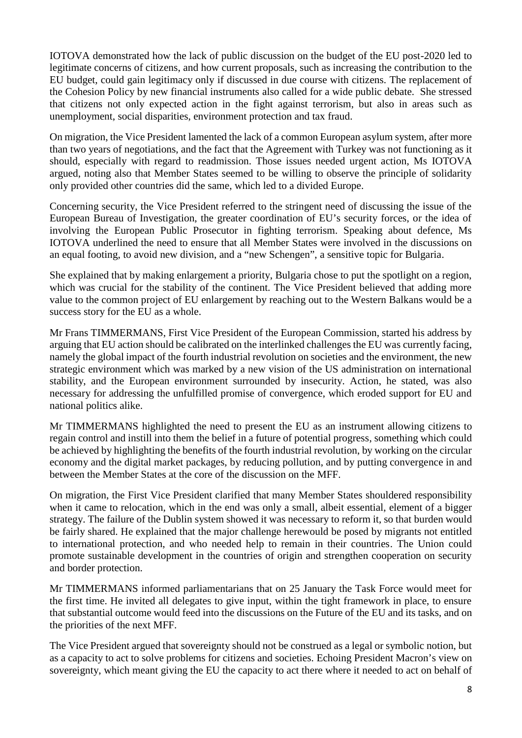IOTOVA demonstrated how the lack of public discussion on the budget of the EU post-2020 led to legitimate concerns of citizens, and how current proposals, such as increasing the contribution to the EU budget, could gain legitimacy only if discussed in due course with citizens. The replacement of the Cohesion Policy by new financial instruments also called for a wide public debate. She stressed that citizens not only expected action in the fight against terrorism, but also in areas such as unemployment, social disparities, environment protection and tax fraud.

On migration, the Vice President lamented the lack of a common European asylum system, after more than two years of negotiations, and the fact that the Agreement with Turkey was not functioning as it should, especially with regard to readmission. Those issues needed urgent action, Ms IOTOVA argued, noting also that Member States seemed to be willing to observe the principle of solidarity only provided other countries did the same, which led to a divided Europe.

Concerning security, the Vice President referred to the stringent need of discussing the issue of the European Bureau of Investigation, the greater coordination of EU's security forces, or the idea of involving the European Public Prosecutor in fighting terrorism. Speaking about defence, Ms IOTOVA underlined the need to ensure that all Member States were involved in the discussions on an equal footing, to avoid new division, and a "new Schengen", a sensitive topic for Bulgaria.

She explained that by making enlargement a priority, Bulgaria chose to put the spotlight on a region, which was crucial for the stability of the continent. The Vice President believed that adding more value to the common project of EU enlargement by reaching out to the Western Balkans would be a success story for the EU as a whole.

Mr Frans TIMMERMANS, First Vice President of the European Commission, started his address by arguing that EU action should be calibrated on the interlinked challenges the EU was currently facing, namely the global impact of the fourth industrial revolution on societies and the environment, the new strategic environment which was marked by a new vision of the US administration on international stability, and the European environment surrounded by insecurity. Action, he stated, was also necessary for addressing the unfulfilled promise of convergence, which eroded support for EU and national politics alike.

Mr TIMMERMANS highlighted the need to present the EU as an instrument allowing citizens to regain control and instill into them the belief in a future of potential progress, something which could be achieved by highlighting the benefits of the fourth industrial revolution, by working on the circular economy and the digital market packages, by reducing pollution, and by putting convergence in and between the Member States at the core of the discussion on the MFF.

On migration, the First Vice President clarified that many Member States shouldered responsibility when it came to relocation, which in the end was only a small, albeit essential, element of a bigger strategy. The failure of the Dublin system showed it was necessary to reform it, so that burden would be fairly shared. He explained that the major challenge herewould be posed by migrants not entitled to international protection, and who needed help to remain in their countries. The Union could promote sustainable development in the countries of origin and strengthen cooperation on security and border protection.

Mr TIMMERMANS informed parliamentarians that on 25 January the Task Force would meet for the first time. He invited all delegates to give input, within the tight framework in place, to ensure that substantial outcome would feed into the discussions on the Future of the EU and its tasks, and on the priorities of the next MFF.

The Vice President argued that sovereignty should not be construed as a legal or symbolic notion, but as a capacity to act to solve problems for citizens and societies. Echoing President Macron's view on sovereignty, which meant giving the EU the capacity to act there where it needed to act on behalf of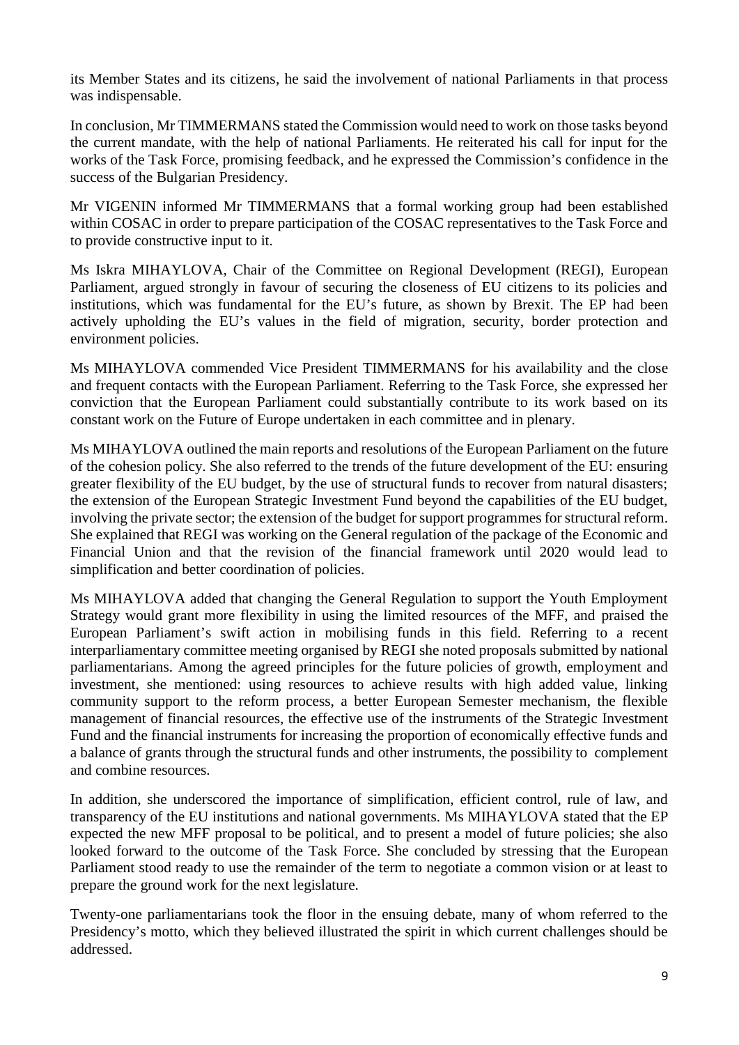its Member States and its citizens, he said the involvement of national Parliaments in that process was indispensable.

In conclusion, Mr TIMMERMANS stated the Commission would need to work on those tasks beyond the current mandate, with the help of national Parliaments. He reiterated his call for input for the works of the Task Force, promising feedback, and he expressed the Commission's confidence in the success of the Bulgarian Presidency.

Mr VIGENIN informed Mr TIMMERMANS that a formal working group had been established within COSAC in order to prepare participation of the COSAC representatives to the Task Force and to provide constructive input to it.

Ms Iskra MIHAYLOVA, Chair of the Committee on Regional Development (REGI), European Parliament, argued strongly in favour of securing the closeness of EU citizens to its policies and institutions, which was fundamental for the EU's future, as shown by Brexit. The EP had been actively upholding the EU's values in the field of migration, security, border protection and environment policies.

Ms MIHAYLOVA commended Vice President TIMMERMANS for his availability and the close and frequent contacts with the European Parliament. Referring to the Task Force, she expressed her conviction that the European Parliament could substantially contribute to its work based on its constant work on the Future of Europe undertaken in each committee and in plenary.

Ms MIHAYLOVA outlined the main reports and resolutions of the European Parliament on the future of the cohesion policy. She also referred to the trends of the future development of the EU: ensuring greater flexibility of the EU budget, by the use of structural funds to recover from natural disasters; the extension of the European Strategic Investment Fund beyond the capabilities of the EU budget, involving the private sector; the extension of the budget for support programmes for structural reform. She explained that REGI was working on the General regulation of the package of the Economic and Financial Union and that the revision of the financial framework until 2020 would lead to simplification and better coordination of policies.

Ms MIHAYLOVA added that changing the General Regulation to support the Youth Employment Strategy would grant more flexibility in using the limited resources of the MFF, and praised the European Parliament's swift action in mobilising funds in this field. Referring to a recent interparliamentary committee meeting organised by REGI she noted proposals submitted by national parliamentarians. Among the agreed principles for the future policies of growth, employment and investment, she mentioned: using resources to achieve results with high added value, linking community support to the reform process, a better European Semester mechanism, the flexible management of financial resources, the effective use of the instruments of the Strategic Investment Fund and the financial instruments for increasing the proportion of economically effective funds and a balance of grants through the structural funds and other instruments, the possibility to complement and combine resources.

In addition, she underscored the importance of simplification, efficient control, rule of law, and transparency of the EU institutions and national governments. Ms MIHAYLOVA stated that the EP expected the new MFF proposal to be political, and to present a model of future policies; she also looked forward to the outcome of the Task Force. She concluded by stressing that the European Parliament stood ready to use the remainder of the term to negotiate a common vision or at least to prepare the ground work for the next legislature.

Twenty-one parliamentarians took the floor in the ensuing debate, many of whom referred to the Presidency's motto, which they believed illustrated the spirit in which current challenges should be addressed.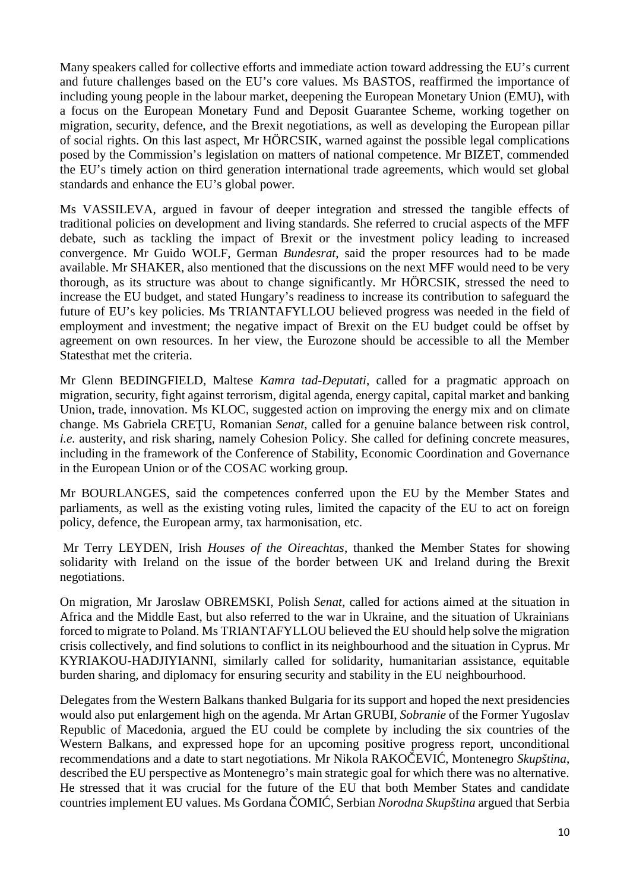Many speakers called for collective efforts and immediate action toward addressing the EU's current and future challenges based on the EU's core values. Ms BASTOS, reaffirmed the importance of including young people in the labour market, deepening the European Monetary Union (EMU), with a focus on the European Monetary Fund and Deposit Guarantee Scheme, working together on migration, security, defence, and the Brexit negotiations, as well as developing the European pillar of social rights. On this last aspect, Mr HÖRCSIK, warned against the possible legal complications posed by the Commission's legislation on matters of national competence. Mr BIZET, commended the EU's timely action on third generation international trade agreements, which would set global standards and enhance the EU's global power.

Ms VASSILEVA, argued in favour of deeper integration and stressed the tangible effects of traditional policies on development and living standards. She referred to crucial aspects of the MFF debate, such as tackling the impact of Brexit or the investment policy leading to increased convergence. Mr Guido WOLF, German *Bundesrat*, said the proper resources had to be made available. Mr SHAKER, also mentioned that the discussions on the next MFF would need to be very thorough, as its structure was about to change significantly. Mr HÖRCSIK, stressed the need to increase the EU budget, and stated Hungary's readiness to increase its contribution to safeguard the future of EU's key policies. Ms TRIANTAFYLLOU believed progress was needed in the field of employment and investment; the negative impact of Brexit on the EU budget could be offset by agreement on own resources. In her view, the Eurozone should be accessible to all the Member Statesthat met the criteria.

Mr Glenn BEDINGFIELD, Maltese *Kamra tad-Deputati*, called for a pragmatic approach on migration, security, fight against terrorism, digital agenda, energy capital, capital market and banking Union, trade, innovation. Ms KLOC, suggested action on improving the energy mix and on climate change. Ms Gabriela CREȚU, Romanian *Senat*, called for a genuine balance between risk control, *i.e.* austerity, and risk sharing, namely Cohesion Policy. She called for defining concrete measures, including in the framework of the Conference of Stability, Economic Coordination and Governance in the European Union or of the COSAC working group.

Mr BOURLANGES, said the competences conferred upon the EU by the Member States and parliaments, as well as the existing voting rules, limited the capacity of the EU to act on foreign policy, defence, the European army, tax harmonisation, etc.

Mr Terry LEYDEN, Irish *Houses of the Oireachtas*, thanked the Member States for showing solidarity with Ireland on the issue of the border between UK and Ireland during the Brexit negotiations.

On migration, Mr Jaroslaw OBREMSKI, Polish *Senat,* called for actions aimed at the situation in Africa and the Middle East, but also referred to the war in Ukraine, and the situation of Ukrainians forced to migrate to Poland. Ms TRIANTAFYLLOU believed the EU should help solve the migration crisis collectively, and find solutions to conflict in its neighbourhood and the situation in Cyprus. Mr KYRIAKOU-HADJIYIANNI, similarly called for solidarity, humanitarian assistance, equitable burden sharing, and diplomacy for ensuring security and stability in the EU neighbourhood.

Delegates from the Western Balkans thanked Bulgaria for its support and hoped the next presidencies would also put enlargement high on the agenda. Mr Artan GRUBI, *Sobranie* of the Former Yugoslav Republic of Macedonia, argued the EU could be complete by including the six countries of the Western Balkans, and expressed hope for an upcoming positive progress report, unconditional recommendations and a date to start negotiations. Mr Nikola RAKOČEVIĆ, Montenegro *Skupština*, described the EU perspective as Montenegro's main strategic goal for which there was no alternative. He stressed that it was crucial for the future of the EU that both Member States and candidate countries implement EU values. Ms Gordana ČOMIĆ, Serbian *Norodna Skupština* argued that Serbia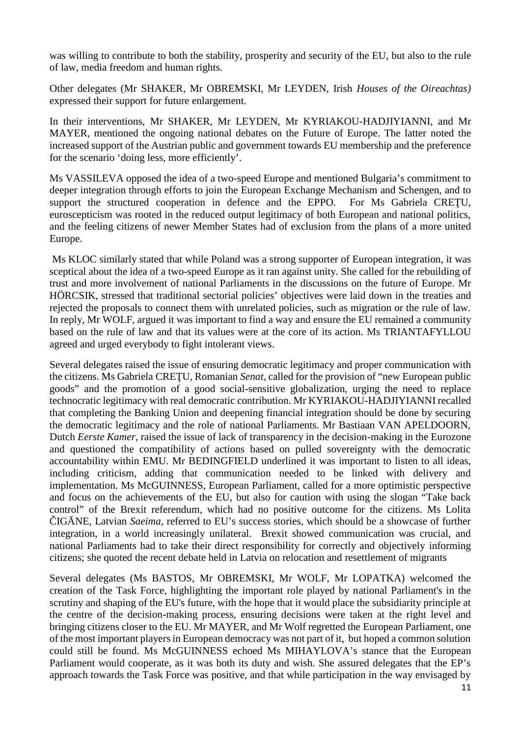was willing to contribute to both the stability, prosperity and security of the EU, but also to the rule of law, media freedom and human rights.

Other delegates (Mr SHAKER, Mr OBREMSKI, Mr LEYDEN, Irish *Houses of the Oireachtas)* expressed their support for future enlargement.

In their interventions, Mr SHAKER, Mr LEYDEN, Mr KYRIAKOU-HADJIYIANNI, and Mr MAYER, mentioned the ongoing national debates on the Future of Europe. The latter noted the increased support of the Austrian public and government towards EU membership and the preference for the scenario 'doing less, more efficiently'.

Ms VASSILEVA opposed the idea of a two-speed Europe and mentioned Bulgaria's commitment to deeper integration through efforts to join the European Exchange Mechanism and Schengen, and to support the structured cooperation in defence and the EPPO. For Ms Gabriela CREŢU, euroscepticism was rooted in the reduced output legitimacy of both European and national politics, and the feeling citizens of newer Member States had of exclusion from the plans of a more united Europe.

Ms KLOC similarly stated that while Poland was a strong supporter of European integration, it was sceptical about the idea of a two-speed Europe as it ran against unity. She called for the rebuilding of trust and more involvement of national Parliaments in the discussions on the future of Europe. Mr HÖRCSIK, stressed that traditional sectorial policies' objectives were laid down in the treaties and rejected the proposals to connect them with unrelated policies, such as migration or the rule of law. In reply, Mr WOLF, argued it was important to find a way and ensure the EU remained a community based on the rule of law and that its values were at the core of its action. Ms TRIANTAFYLLOU agreed and urged everybody to fight intolerant views.

Several delegates raised the issue of ensuring democratic legitimacy and proper communication with the citizens. Ms Gabriela CREŢU, Romanian *Senat*, called for the provision of "new European public goods" and the promotion of a good social-sensitive globalization, urging the need to replace technocratic legitimacy with real democratic contribution. Mr KYRIAKOU-HADJIYIANNI recalled that completing the Banking Union and deepening financial integration should be done by securing the democratic legitimacy and the role of national Parliaments. Mr Bastiaan VAN APELDOORN, Dutch *Eerste Kamer*, raised the issue of lack of transparency in the decision-making in the Eurozone and questioned the compatibility of actions based on pulled sovereignty with the democratic accountability within EMU. Mr BEDINGFIELD underlined it was important to listen to all ideas, including criticism, adding that communication needed to be linked with delivery and implementation. Ms McGUINNESS, European Parliament, called for a more optimistic perspective and focus on the achievements of the EU, but also for caution with using the slogan "Take back control" of the Brexit referendum, which had no positive outcome for the citizens. Ms Lolita ČIGĀNE, Latvian *Saeima*, referred to EU's success stories, which should be a showcase of further integration, in a world increasingly unilateral. Brexit showed communication was crucial, and national Parliaments had to take their direct responsibility for correctly and objectively informing citizens; she quoted the recent debate held in Latvia on relocation and resettlement of migrants

Several delegates (Ms BASTOS, Mr OBREMSKI, Mr WOLF, Mr LOPATKA) welcomed the creation of the Task Force, highlighting the important role played by national Parliament's in the scrutiny and shaping of the EU's future, with the hope that it would place the subsidiarity principle at the centre of the decision-making process, ensuring decisions were taken at the right level and bringing citizens closer to the EU. Mr MAYER, and Mr Wolf regretted the European Parliament, one of the most important players in European democracy was not part of it, but hoped a common solution could still be found. Ms McGUINNESS echoed Ms MIHAYLOVA's stance that the European Parliament would cooperate, as it was both its duty and wish. She assured delegates that the EP's approach towards the Task Force was positive, and that while participation in the way envisaged by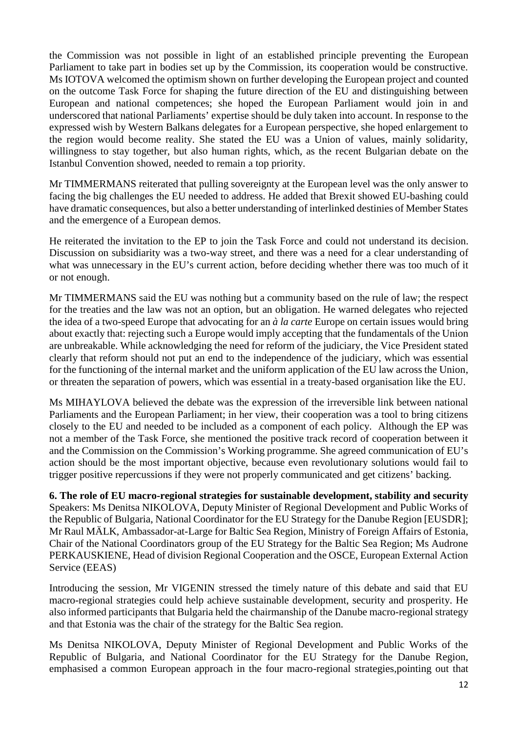the Commission was not possible in light of an established principle preventing the European Parliament to take part in bodies set up by the Commission, its cooperation would be constructive. Ms IOTOVA welcomed the optimism shown on further developing the European project and counted on the outcome Task Force for shaping the future direction of the EU and distinguishing between European and national competences; she hoped the European Parliament would join in and underscored that national Parliaments' expertise should be duly taken into account. In response to the expressed wish by Western Balkans delegates for a European perspective, she hoped enlargement to the region would become reality. She stated the EU was a Union of values, mainly solidarity, willingness to stay together, but also human rights, which, as the recent Bulgarian debate on the Istanbul Convention showed, needed to remain a top priority.

Mr TIMMERMANS reiterated that pulling sovereignty at the European level was the only answer to facing the big challenges the EU needed to address. He added that Brexit showed EU-bashing could have dramatic consequences, but also a better understanding of interlinked destinies of Member States and the emergence of a European demos.

He reiterated the invitation to the EP to join the Task Force and could not understand its decision. Discussion on subsidiarity was a two-way street, and there was a need for a clear understanding of what was unnecessary in the EU's current action, before deciding whether there was too much of it or not enough.

Mr TIMMERMANS said the EU was nothing but a community based on the rule of law; the respect for the treaties and the law was not an option, but an obligation. He warned delegates who rejected the idea of a two-speed Europe that advocating for an *à la carte* Europe on certain issues would bring about exactly that: rejecting such a Europe would imply accepting that the fundamentals of the Union are unbreakable. While acknowledging the need for reform of the judiciary, the Vice President stated clearly that reform should not put an end to the independence of the judiciary, which was essential for the functioning of the internal market and the uniform application of the EU law across the Union, or threaten the separation of powers, which was essential in a treaty-based organisation like the EU.

Ms MIHAYLOVA believed the debate was the expression of the irreversible link between national Parliaments and the European Parliament; in her view, their cooperation was a tool to bring citizens closely to the EU and needed to be included as a component of each policy. Although the EP was not a member of the Task Force, she mentioned the positive track record of cooperation between it and the Commission on the Commission's Working programme. She agreed communication of EU's action should be the most important objective, because even revolutionary solutions would fail to trigger positive repercussions if they were not properly communicated and get citizens' backing.

**6. The role of EU macro-regional strategies for sustainable development, stability and security**
Speakers: Ms Denitsa NIKOLOVA, Deputy Minister of Regional Development and Public Works of the Republic of Bulgaria, National Coordinator for the EU Strategy for the Danube Region [EUSDR]; Mr Raul MÄLK, Ambassador-at-Large for Baltic Sea Region, Ministry of Foreign Affairs of Estonia, Chair of the National Coordinators group of the EU Strategy for the Baltic Sea Region; Ms Audrone PERKAUSKIENE, Head of division Regional Cooperation and the OSCE, European External Action Service (EEAS)

Introducing the session, Mr VIGENIN stressed the timely nature of this debate and said that EU macro-regional strategies could help achieve sustainable development, security and prosperity. He also informed participants that Bulgaria held the chairmanship of the Danube macro-regional strategy and that Estonia was the chair of the strategy for the Baltic Sea region.

Ms Denitsa NIKOLOVA, Deputy Minister of Regional Development and Public Works of the Republic of Bulgaria, and National Coordinator for the EU Strategy for the Danube Region, emphasised a common European approach in the four macro-regional strategies,pointing out that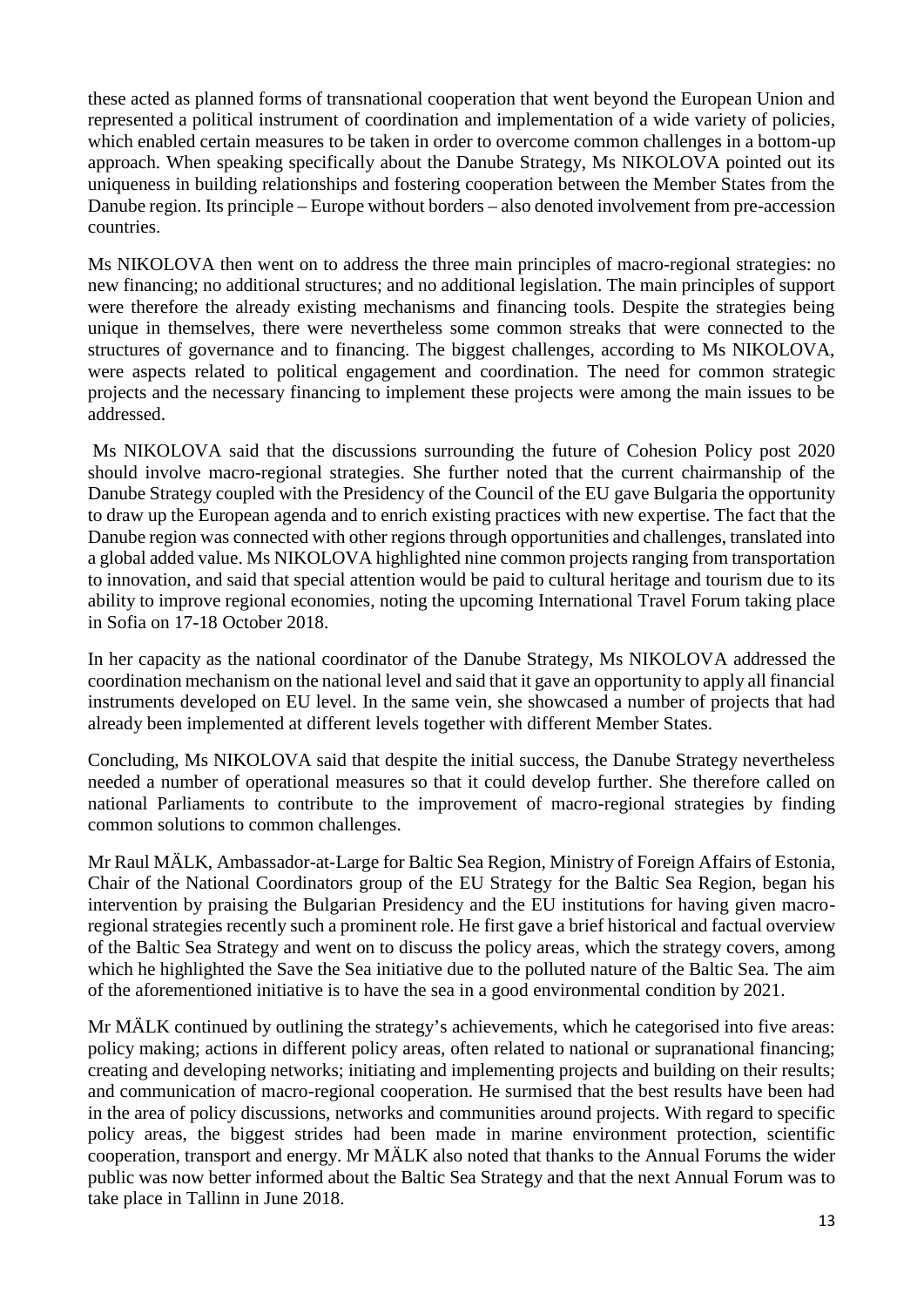these acted as planned forms of transnational cooperation that went beyond the European Union and represented a political instrument of coordination and implementation of a wide variety of policies, which enabled certain measures to be taken in order to overcome common challenges in a bottom-up approach. When speaking specifically about the Danube Strategy, Ms NIKOLOVA pointed out its uniqueness in building relationships and fostering cooperation between the Member States from the Danube region. Its principle – Europe without borders – also denoted involvement from pre-accession countries.

Ms NIKOLOVA then went on to address the three main principles of macro-regional strategies: no new financing; no additional structures; and no additional legislation. The main principles of support were therefore the already existing mechanisms and financing tools. Despite the strategies being unique in themselves, there were nevertheless some common streaks that were connected to the structures of governance and to financing. The biggest challenges, according to Ms NIKOLOVA, were aspects related to political engagement and coordination. The need for common strategic projects and the necessary financing to implement these projects were among the main issues to be addressed.

Ms NIKOLOVA said that the discussions surrounding the future of Cohesion Policy post 2020 should involve macro-regional strategies. She further noted that the current chairmanship of the Danube Strategy coupled with the Presidency of the Council of the EU gave Bulgaria the opportunity to draw up the European agenda and to enrich existing practices with new expertise. The fact that the Danube region was connected with other regions through opportunities and challenges, translated into a global added value. Ms NIKOLOVA highlighted nine common projects ranging from transportation to innovation, and said that special attention would be paid to cultural heritage and tourism due to its ability to improve regional economies, noting the upcoming International Travel Forum taking place in Sofia on 17-18 October 2018.

In her capacity as the national coordinator of the Danube Strategy, Ms NIKOLOVA addressed the coordination mechanism on the national level and said that it gave an opportunity to apply all financial instruments developed on EU level. In the same vein, she showcased a number of projects that had already been implemented at different levels together with different Member States.

Concluding, Ms NIKOLOVA said that despite the initial success, the Danube Strategy nevertheless needed a number of operational measures so that it could develop further. She therefore called on national Parliaments to contribute to the improvement of macro-regional strategies by finding common solutions to common challenges.

Mr Raul MÄLK, Ambassador-at-Large for Baltic Sea Region, Ministry of Foreign Affairs of Estonia, Chair of the National Coordinators group of the EU Strategy for the Baltic Sea Region, began his intervention by praising the Bulgarian Presidency and the EU institutions for having given macro-regional strategies recently such a prominent role. He first gave a brief historical and factual overview of the Baltic Sea Strategy and went on to discuss the policy areas, which the strategy covers, among which he highlighted the Save the Sea initiative due to the polluted nature of the Baltic Sea. The aim of the aforementioned initiative is to have the sea in a good environmental condition by 2021.

Mr MÄLK continued by outlining the strategy's achievements, which he categorised into five areas: policy making; actions in different policy areas, often related to national or supranational financing; creating and developing networks; initiating and implementing projects and building on their results; and communication of macro-regional cooperation. He surmised that the best results have been had in the area of policy discussions, networks and communities around projects. With regard to specific policy areas, the biggest strides had been made in marine environment protection, scientific cooperation, transport and energy. Mr MÄLK also noted that thanks to the Annual Forums the wider public was now better informed about the Baltic Sea Strategy and that the next Annual Forum was to take place in Tallinn in June 2018.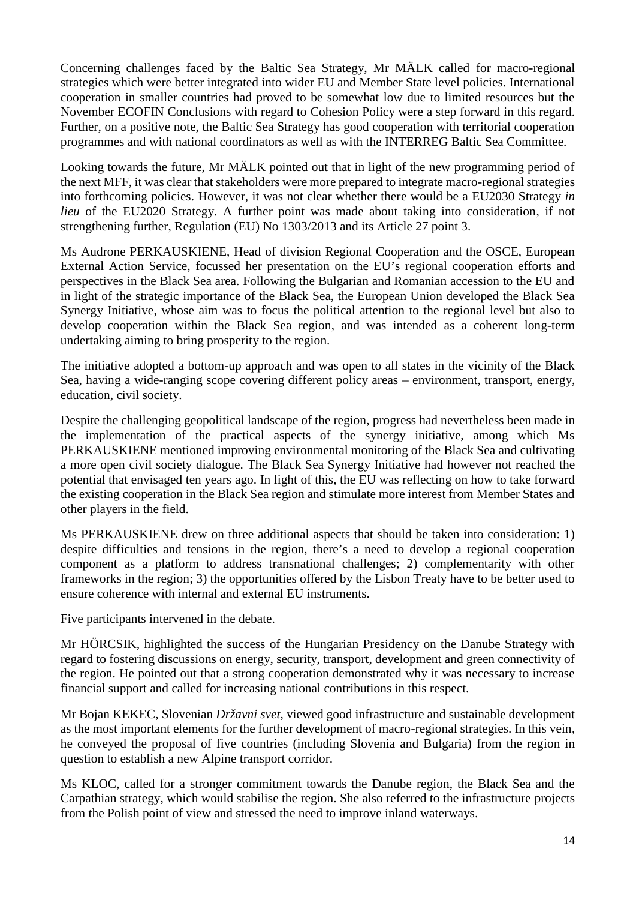Concerning challenges faced by the Baltic Sea Strategy, Mr MÄLK called for macro-regional strategies which were better integrated into wider EU and Member State level policies. International cooperation in smaller countries had proved to be somewhat low due to limited resources but the November ECOFIN Conclusions with regard to Cohesion Policy were a step forward in this regard. Further, on a positive note, the Baltic Sea Strategy has good cooperation with territorial cooperation programmes and with national coordinators as well as with the INTERREG Baltic Sea Committee.

Looking towards the future, Mr MÄLK pointed out that in light of the new programming period of the next MFF, it was clear that stakeholders were more prepared to integrate macro-regional strategies into forthcoming policies. However, it was not clear whether there would be a EU2030 Strategy *in lieu* of the EU2020 Strategy. A further point was made about taking into consideration, if not strengthening further, Regulation (EU) No 1303/2013 and its Article 27 point 3.

Ms Audrone PERKAUSKIENE, Head of division Regional Cooperation and the OSCE, European External Action Service, focussed her presentation on the EU's regional cooperation efforts and perspectives in the Black Sea area. Following the Bulgarian and Romanian accession to the EU and in light of the strategic importance of the Black Sea, the European Union developed the Black Sea Synergy Initiative, whose aim was to focus the political attention to the regional level but also to develop cooperation within the Black Sea region, and was intended as a coherent long-term undertaking aiming to bring prosperity to the region.

The initiative adopted a bottom-up approach and was open to all states in the vicinity of the Black Sea, having a wide-ranging scope covering different policy areas – environment, transport, energy, education, civil society.

Despite the challenging geopolitical landscape of the region, progress had nevertheless been made in the implementation of the practical aspects of the synergy initiative, among which Ms PERKAUSKIENE mentioned improving environmental monitoring of the Black Sea and cultivating a more open civil society dialogue. The Black Sea Synergy Initiative had however not reached the potential that envisaged ten years ago. In light of this, the EU was reflecting on how to take forward the existing cooperation in the Black Sea region and stimulate more interest from Member States and other players in the field.

Ms PERKAUSKIENE drew on three additional aspects that should be taken into consideration: 1) despite difficulties and tensions in the region, there's a need to develop a regional cooperation component as a platform to address transnational challenges; 2) complementarity with other frameworks in the region; 3) the opportunities offered by the Lisbon Treaty have to be better used to ensure coherence with internal and external EU instruments.

Five participants intervened in the debate.

Mr HÖRCSIK, highlighted the success of the Hungarian Presidency on the Danube Strategy with regard to fostering discussions on energy, security, transport, development and green connectivity of the region. He pointed out that a strong cooperation demonstrated why it was necessary to increase financial support and called for increasing national contributions in this respect.

Mr Bojan KEKEC, Slovenian *Državni svet*, viewed good infrastructure and sustainable development as the most important elements for the further development of macro-regional strategies. In this vein, he conveyed the proposal of five countries (including Slovenia and Bulgaria) from the region in question to establish a new Alpine transport corridor.

Ms KLOC, called for a stronger commitment towards the Danube region, the Black Sea and the Carpathian strategy, which would stabilise the region. She also referred to the infrastructure projects from the Polish point of view and stressed the need to improve inland waterways.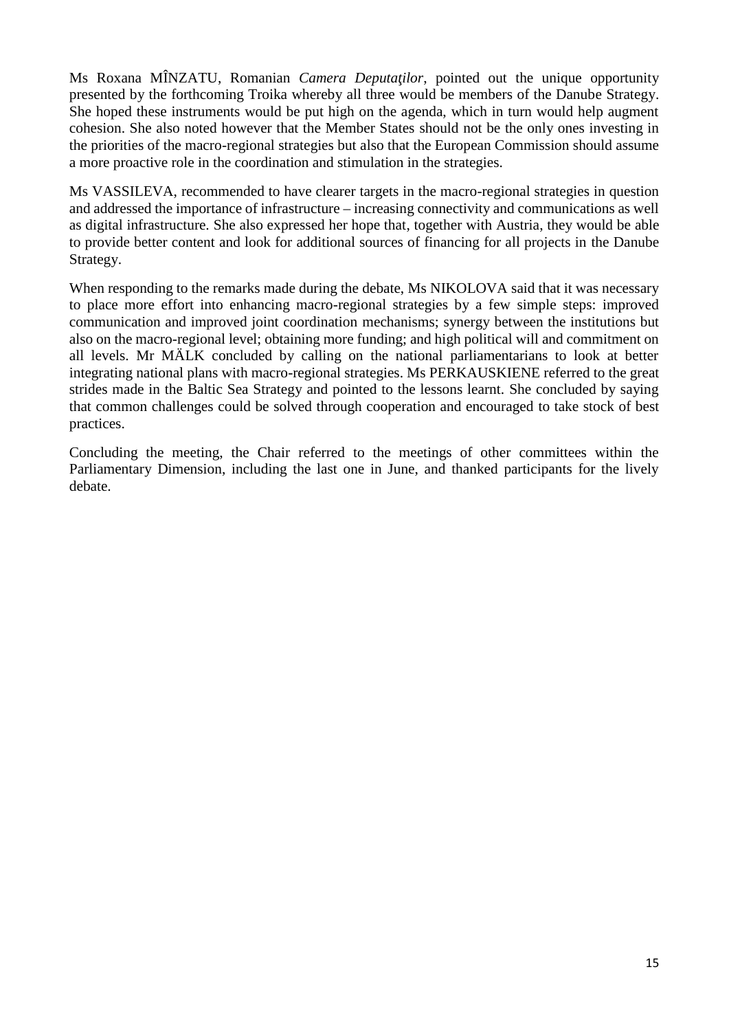Ms Roxana MÎNZATU, Romanian *Camera Deputaţilor*, pointed out the unique opportunity presented by the forthcoming Troika whereby all three would be members of the Danube Strategy. She hoped these instruments would be put high on the agenda, which in turn would help augment cohesion. She also noted however that the Member States should not be the only ones investing in the priorities of the macro-regional strategies but also that the European Commission should assume a more proactive role in the coordination and stimulation in the strategies.

Ms VASSILEVA, recommended to have clearer targets in the macro-regional strategies in question and addressed the importance of infrastructure – increasing connectivity and communications as well as digital infrastructure. She also expressed her hope that, together with Austria, they would be able to provide better content and look for additional sources of financing for all projects in the Danube Strategy.

When responding to the remarks made during the debate, Ms NIKOLOVA said that it was necessary to place more effort into enhancing macro-regional strategies by a few simple steps: improved communication and improved joint coordination mechanisms; synergy between the institutions but also on the macro-regional level; obtaining more funding; and high political will and commitment on all levels. Mr MÄLK concluded by calling on the national parliamentarians to look at better integrating national plans with macro-regional strategies. Ms PERKAUSKIENE referred to the great strides made in the Baltic Sea Strategy and pointed to the lessons learnt. She concluded by saying that common challenges could be solved through cooperation and encouraged to take stock of best practices.

Concluding the meeting, the Chair referred to the meetings of other committees within the Parliamentary Dimension, including the last one in June, and thanked participants for the lively debate.